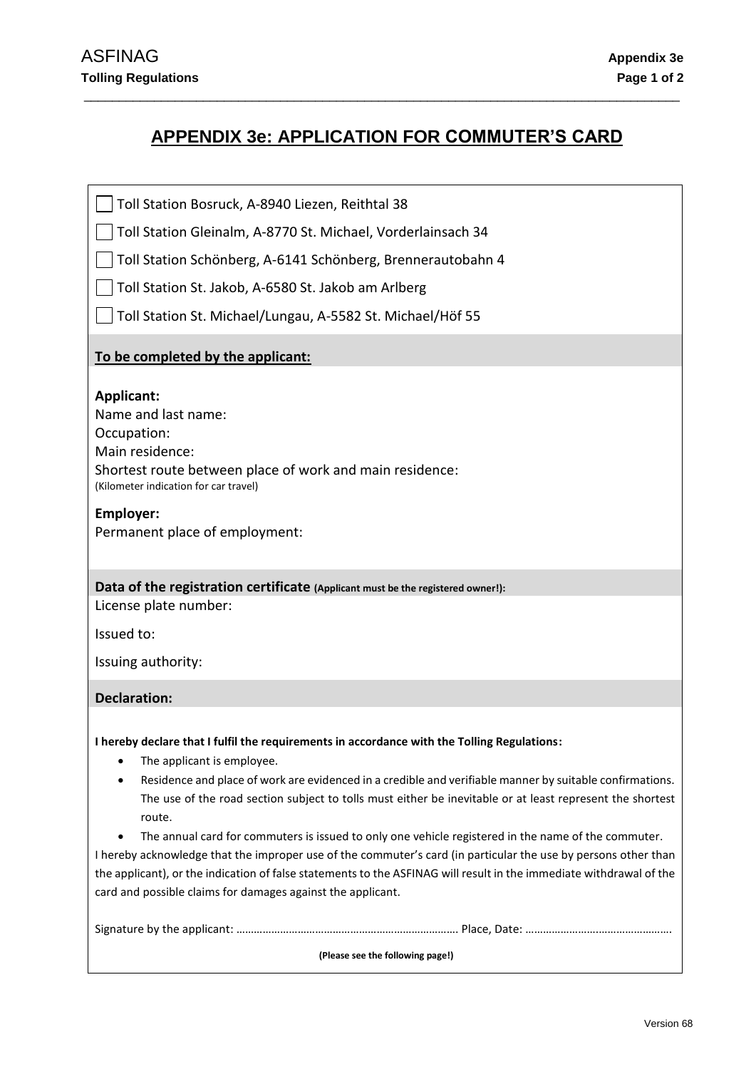# APPENDIX 3e: APPLICATION FOR COMMUTER'S CARD

- ☐ Toll Station Bosruck, A-8940 Liezen, Reithtal 38
- ☐ Toll Station Gleinalm, A-8770 St. Michael, Vorderlainsach 34
- ☐ Toll Station Schönberg, A-6141 Schönberg, Brennerautobahn 4
- ☐ Toll Station St. Jakob, A-6580 St. Jakob am Arlberg
- ☐ Toll Station St. Michael/Lungau, A-5582 St. Michael/Höf 55

**To be completed by the applicant:**

**Applicant:**

Name and last name:

Occupation:

Main residence:

Shortest route between place of work and main residence:
(Kilometer indication for car travel)

**Employer:**

Permanent place of employment:

**Data of the registration certificate** **(Applicant must be the registered owner!):**

License plate number:

Issued to:

Issuing authority:

**Declaration:**

**I hereby declare that I fulfil the requirements in accordance with the Tolling Regulations:**

- The applicant is employee.
- Residence and place of work are evidenced in a credible and verifiable manner by suitable confirmations. The use of the road section subject to tolls must either be inevitable or at least represent the shortest route.
- The annual card for commuters is issued to only one vehicle registered in the name of the commuter.

I hereby acknowledge that the improper use of the commuter's card (in particular the use by persons other than the applicant), or the indication of false statements to the ASFINAG will result in the immediate withdrawal of the card and possible claims for damages against the applicant.

Signature by the applicant: ………………………………………………………………. Place, Date: …………………………………………

**(Please see the following page!)**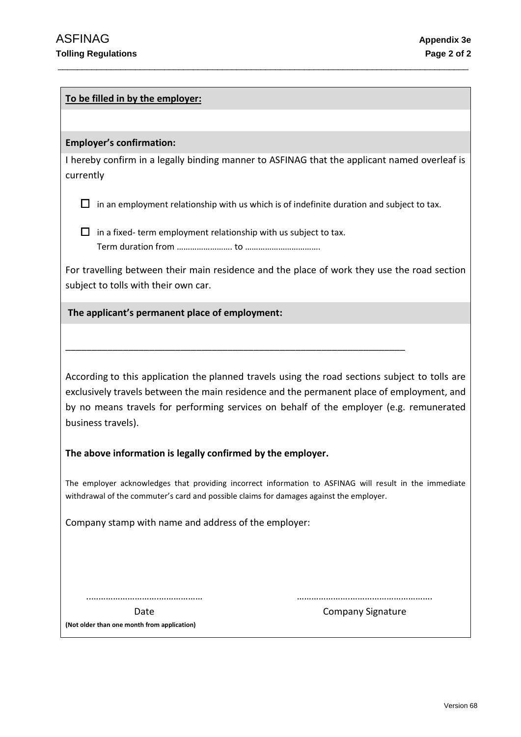**To be filled in by the employer:**

**Employer's confirmation:**

I hereby confirm in a legally binding manner to ASFINAG that the applicant named overleaf is currently

☐ in an employment relationship with us which is of indefinite duration and subject to tax.

☐ in a fixed- term employment relationship with us subject to tax.
Term duration from ……………………. to ……………………………

For travelling between their main residence and the place of work they use the road section subject to tolls with their own car.

**The applicant's permanent place of employment:**

___________________________________________________________________

According to this application the planned travels using the road sections subject to tolls are exclusively travels between the main residence and the permanent place of employment, and by no means travels for performing services on behalf of the employer (e.g. remunerated business travels).

**The above information is legally confirmed by the employer.**

The employer acknowledges that providing incorrect information to ASFINAG will result in the immediate withdrawal of the commuter's card and possible claims for damages against the employer.

Company stamp with name and address of the employer:

………………………………………… ………………………………………………

Date Company Signature

**(Not older than one month from application)**